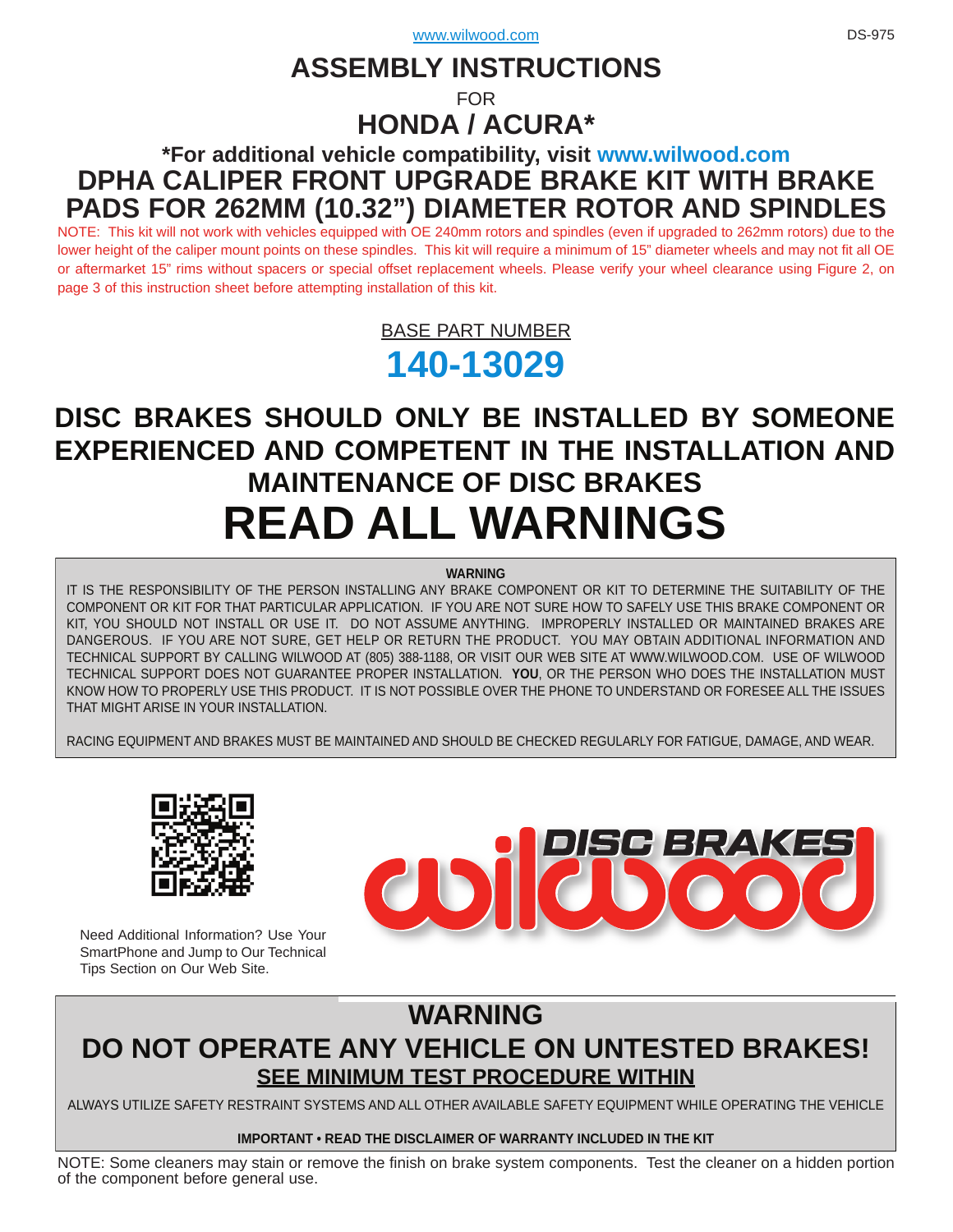www.wilwood.com

DS-975

# ASSEMBLY INSTRUCTIONS

FOR

# HONDA / ACURA*

### *For additional vehicle compatibility, visit www.wilwood.com

## DPHA CALIPER FRONT UPGRADE BRAKE KIT WITH BRAKE PADS FOR 262MM (10.32") DIAMETER ROTOR AND SPINDLES

NOTE: This kit will not work with vehicles equipped with OE 240mm rotors and spindles (even if upgraded to 262mm rotors) due to the lower height of the caliper mount points on these spindles. This kit will require a minimum of 15" diameter wheels and may not fit all OE or aftermarket 15" rims without spacers or special offset replacement wheels. Please verify your wheel clearance using Figure 2, on page 3 of this instruction sheet before attempting installation of this kit.

BASE PART NUMBER

# 140-13029

## DISC BRAKES SHOULD ONLY BE INSTALLED BY SOMEONE EXPERIENCED AND COMPETENT IN THE INSTALLATION AND MAINTENANCE OF DISC BRAKES

# READ ALL WARNINGS

**WARNING**

IT IS THE RESPONSIBILITY OF THE PERSON INSTALLING ANY BRAKE COMPONENT OR KIT TO DETERMINE THE SUITABILITY OF THE COMPONENT OR KIT FOR THAT PARTICULAR APPLICATION. IF YOU ARE NOT SURE HOW TO SAFELY USE THIS BRAKE COMPONENT OR KIT, YOU SHOULD NOT INSTALL OR USE IT. DO NOT ASSUME ANYTHING. IMPROPERLY INSTALLED OR MAINTAINED BRAKES ARE DANGEROUS. IF YOU ARE NOT SURE, GET HELP OR RETURN THE PRODUCT. YOU MAY OBTAIN ADDITIONAL INFORMATION AND TECHNICAL SUPPORT BY CALLING WILWOOD AT (805) 388-1188, OR VISIT OUR WEB SITE AT WWW.WILWOOD.COM. USE OF WILWOOD TECHNICAL SUPPORT DOES NOT GUARANTEE PROPER INSTALLATION. **YOU**, OR THE PERSON WHO DOES THE INSTALLATION MUST KNOW HOW TO PROPERLY USE THIS PRODUCT. IT IS NOT POSSIBLE OVER THE PHONE TO UNDERSTAND OR FORESEE ALL THE ISSUES THAT MIGHT ARISE IN YOUR INSTALLATION.

RACING EQUIPMENT AND BRAKES MUST BE MAINTAINED AND SHOULD BE CHECKED REGULARLY FOR FATIGUE, DAMAGE, AND WEAR.

Need Additional Information? Use Your SmartPhone and Jump to Our Technical Tips Section on Our Web Site.

## WARNING

## DO NOT OPERATE ANY VEHICLE ON UNTESTED BRAKES!

**SEE MINIMUM TEST PROCEDURE WITHIN**

ALWAYS UTILIZE SAFETY RESTRAINT SYSTEMS AND ALL OTHER AVAILABLE SAFETY EQUIPMENT WHILE OPERATING THE VEHICLE

**IMPORTANT • READ THE DISCLAIMER OF WARRANTY INCLUDED IN THE KIT**

NOTE: Some cleaners may stain or remove the finish on brake system components. Test the cleaner on a hidden portion of the component before general use.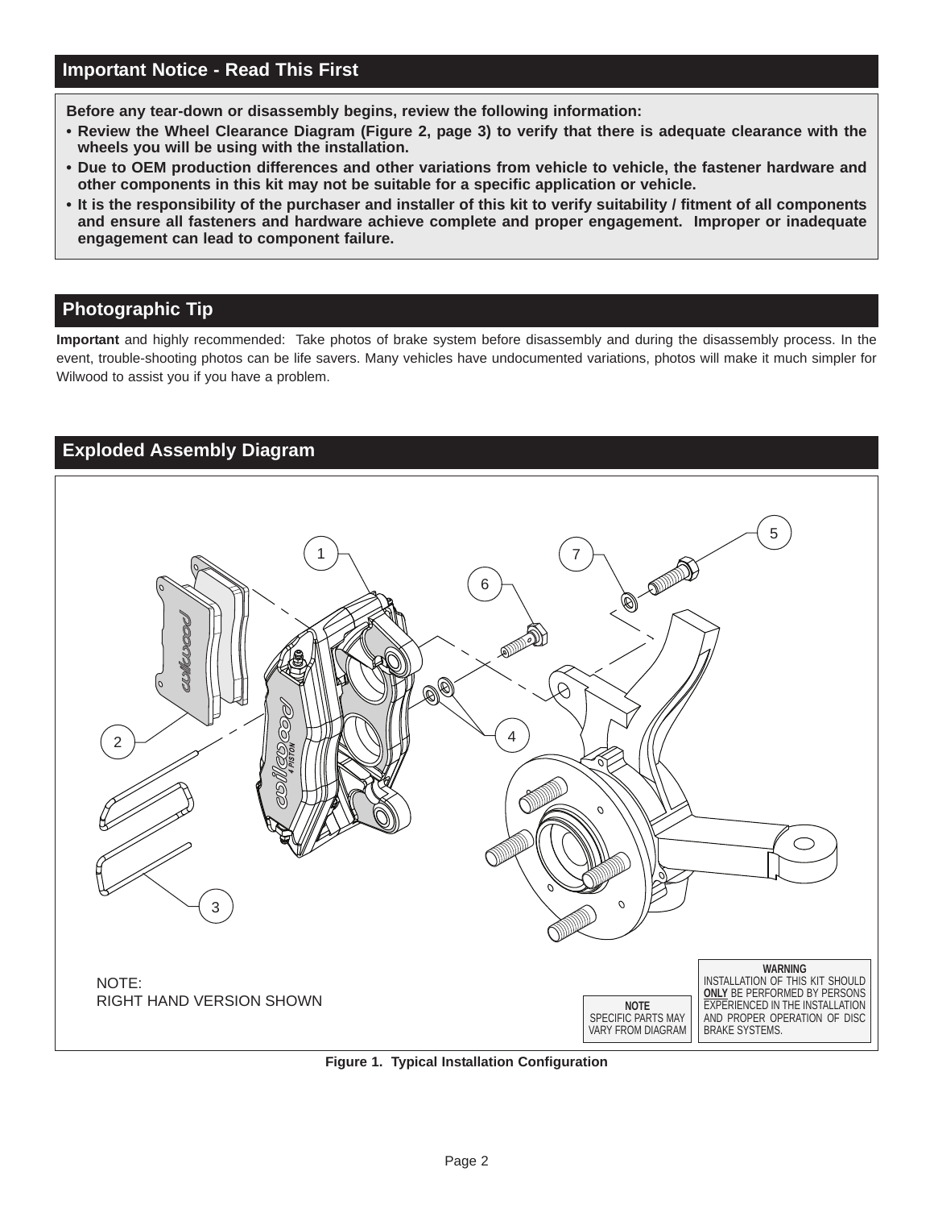## Important Notice - Read This First

**Before any tear-down or disassembly begins, review the following information:**

- **Review the Wheel Clearance Diagram (Figure 2, page 3) to verify that there is adequate clearance with the wheels you will be using with the installation.**
- **Due to OEM production differences and other variations from vehicle to vehicle, the fastener hardware and other components in this kit may not be suitable for a specific application or vehicle.**
- **It is the responsibility of the purchaser and installer of this kit to verify suitability / fitment of all components and ensure all fasteners and hardware achieve complete and proper engagement. Improper or inadequate engagement can lead to component failure.**

## Photographic Tip

**Important** and highly recommended: Take photos of brake system before disassembly and during the disassembly process. In the event, trouble-shooting photos can be life savers. Many vehicles have undocumented variations, photos will make it much simpler for Wilwood to assist you if you have a problem.

## Exploded Assembly Diagram

NOTE:
RIGHT HAND VERSION SHOWN

**NOTE**
SPECIFIC PARTS MAY VARY FROM DIAGRAM

**WARNING**
INSTALLATION OF THIS KIT SHOULD **ONLY** BE PERFORMED BY PERSONS EXPERIENCED IN THE INSTALLATION AND PROPER OPERATION OF DISC BRAKE SYSTEMS.

**Figure 1. Typical Installation Configuration**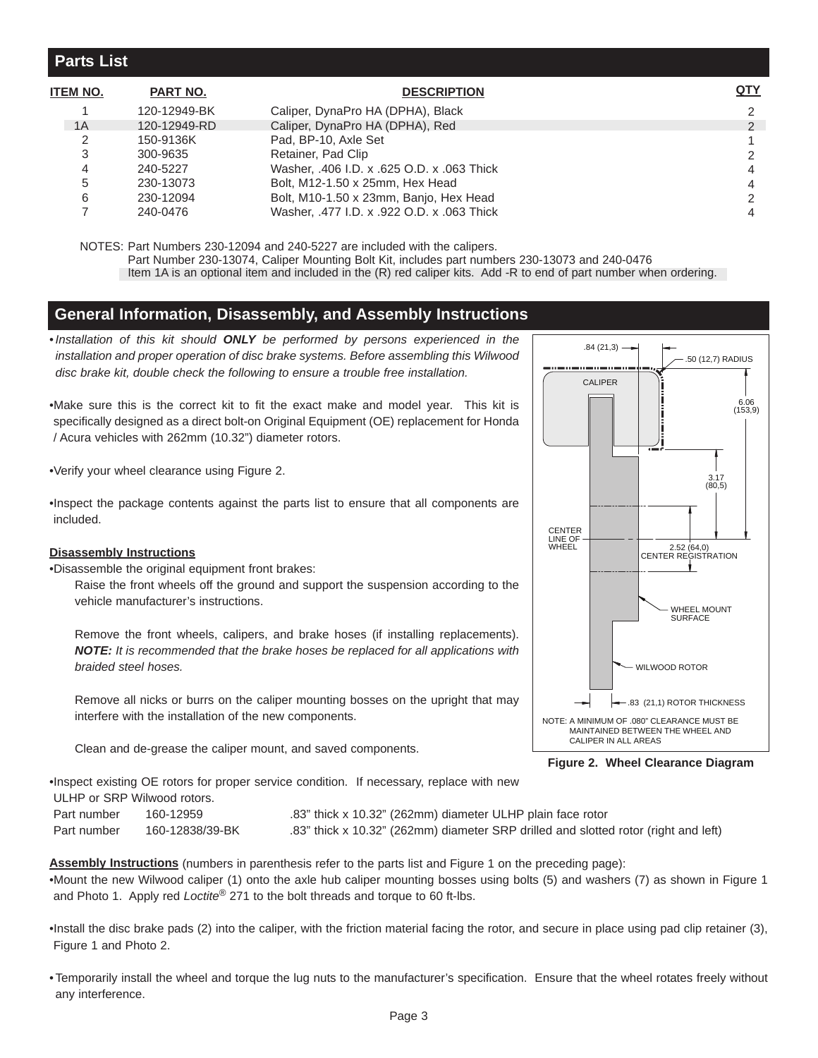## Parts List

| ITEM NO. | PART NO. | DESCRIPTION | QTY |
|---|---|---|---|
| 1 | 120-12949-BK | Caliper, DynaPro HA (DPHA), Black | 2 |
| 1A | 120-12949-RD | Caliper, DynaPro HA (DPHA), Red | 2 |
| 2 | 150-9136K | Pad, BP-10, Axle Set | 1 |
| 3 | 300-9635 | Retainer, Pad Clip | 2 |
| 4 | 240-5227 | Washer, .406 I.D. x .625 O.D. x .063 Thick | 4 |
| 5 | 230-13073 | Bolt, M12-1.50 x 25mm, Hex Head | 4 |
| 6 | 230-12094 | Bolt, M10-1.50 x 23mm, Banjo, Hex Head | 2 |
| 7 | 240-0476 | Washer, .477 I.D. x .922 O.D. x .063 Thick | 4 |

NOTES: Part Numbers 230-12094 and 240-5227 are included with the calipers.
Part Number 230-13074, Caliper Mounting Bolt Kit, includes part numbers 230-13073 and 240-0476
Item 1A is an optional item and included in the (R) red caliper kits. Add -R to end of part number when ordering.

## General Information, Disassembly, and Assembly Instructions

• *Installation of this kit should **ONLY** be performed by persons experienced in the installation and proper operation of disc brake systems. Before assembling this Wilwood disc brake kit, double check the following to ensure a trouble free installation.*

• Make sure this is the correct kit to fit the exact make and model year. This kit is specifically designed as a direct bolt-on Original Equipment (OE) replacement for Honda / Acura vehicles with 262mm (10.32") diameter rotors.

• Verify your wheel clearance using Figure 2.

• Inspect the package contents against the parts list to ensure that all components are included.

**Disassembly Instructions**

• Disassemble the original equipment front brakes:

Raise the front wheels off the ground and support the suspension according to the vehicle manufacturer's instructions.

Remove the front wheels, calipers, and brake hoses (if installing replacements). ***NOTE:*** *It is recommended that the brake hoses be replaced for all applications with braided steel hoses.*

Remove all nicks or burrs on the caliper mounting bosses on the upright that may interfere with the installation of the new components.

Clean and de-grease the caliper mount, and saved components.

.84 (21,3)
.50 (12,7) RADIUS
CALIPER
6.06 (153,9)
3.17 (80,5)
CENTER LINE OF WHEEL
2.52 (64,0) CENTER REGISTRATION
WHEEL MOUNT SURFACE
WILWOOD ROTOR
.83 (21,1) ROTOR THICKNESS
NOTE: A MINIMUM OF .080" CLEARANCE MUST BE MAINTAINED BETWEEN THE WHEEL AND CALIPER IN ALL AREAS

**Figure 2. Wheel Clearance Diagram**

• Inspect existing OE rotors for proper service condition. If necessary, replace with new ULHP or SRP Wilwood rotors.

| | | |
|---|---|---|
| Part number | 160-12959 | .83" thick x 10.32" (262mm) diameter ULHP plain face rotor |
| Part number | 160-12838/39-BK | .83" thick x 10.32" (262mm) diameter SRP drilled and slotted rotor (right and left) |

**Assembly Instructions** (numbers in parenthesis refer to the parts list and Figure 1 on the preceding page):

• Mount the new Wilwood caliper (1) onto the axle hub caliper mounting bosses using bolts (5) and washers (7) as shown in Figure 1 and Photo 1. Apply red *Loctite*® 271 to the bolt threads and torque to 60 ft-lbs.

• Install the disc brake pads (2) into the caliper, with the friction material facing the rotor, and secure in place using pad clip retainer (3), Figure 1 and Photo 2.

• Temporarily install the wheel and torque the lug nuts to the manufacturer's specification. Ensure that the wheel rotates freely without any interference.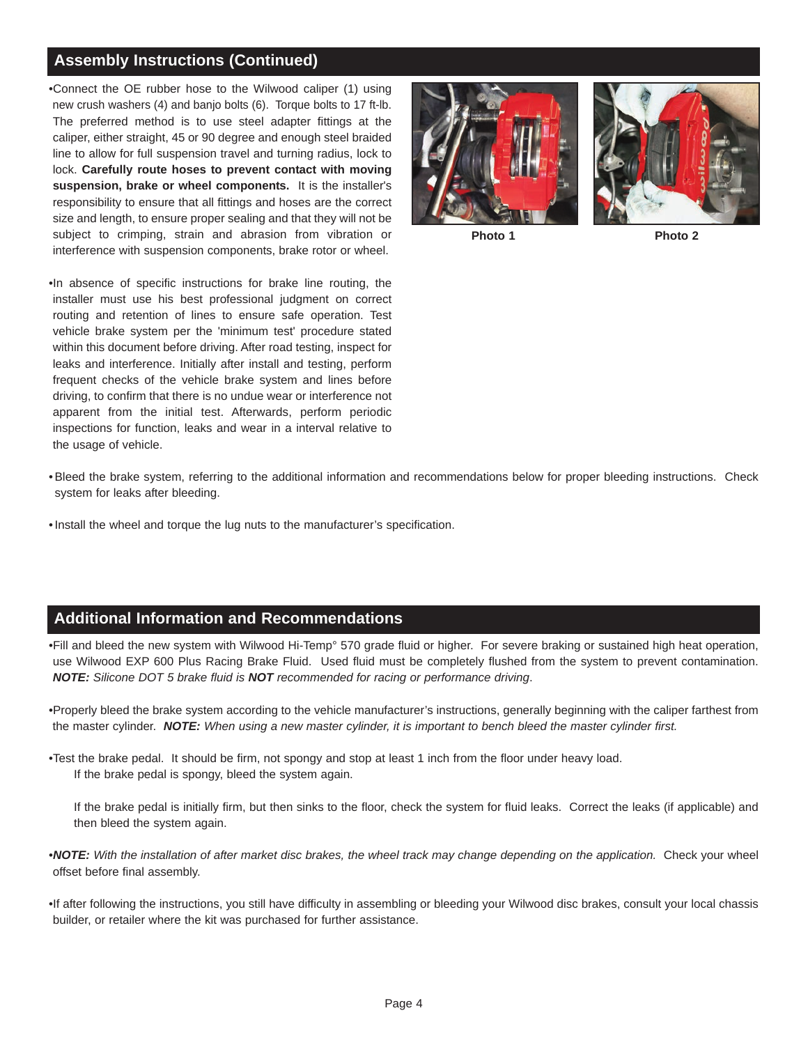## Assembly Instructions (Continued)

- Connect the OE rubber hose to the Wilwood caliper (1) using new crush washers (4) and banjo bolts (6). Torque bolts to 17 ft-lb. The preferred method is to use steel adapter fittings at the caliper, either straight, 45 or 90 degree and enough steel braided line to allow for full suspension travel and turning radius, lock to lock. **Carefully route hoses to prevent contact with moving suspension, brake or wheel components.** It is the installer's responsibility to ensure that all fittings and hoses are the correct size and length, to ensure proper sealing and that they will not be subject to crimping, strain and abrasion from vibration or interference with suspension components, brake rotor or wheel.

- In absence of specific instructions for brake line routing, the installer must use his best professional judgment on correct routing and retention of lines to ensure safe operation. Test vehicle brake system per the 'minimum test' procedure stated within this document before driving. After road testing, inspect for leaks and interference. Initially after install and testing, perform frequent checks of the vehicle brake system and lines before driving, to confirm that there is no undue wear or interference not apparent from the initial test. Afterwards, perform periodic inspections for function, leaks and wear in a interval relative to the usage of vehicle.

**Photo 1**

**Photo 2**

- Bleed the brake system, referring to the additional information and recommendations below for proper bleeding instructions. Check system for leaks after bleeding.

- Install the wheel and torque the lug nuts to the manufacturer's specification.

## Additional Information and Recommendations

- Fill and bleed the new system with Wilwood Hi-Temp° 570 grade fluid or higher. For severe braking or sustained high heat operation, use Wilwood EXP 600 Plus Racing Brake Fluid. Used fluid must be completely flushed from the system to prevent contamination. ***NOTE:*** *Silicone DOT 5 brake fluid is* ***NOT*** *recommended for racing or performance driving*.

- Properly bleed the brake system according to the vehicle manufacturer's instructions, generally beginning with the caliper farthest from the master cylinder. ***NOTE:*** *When using a new master cylinder, it is important to bench bleed the master cylinder first.*

- Test the brake pedal. It should be firm, not spongy and stop at least 1 inch from the floor under heavy load.

  If the brake pedal is spongy, bleed the system again.

  If the brake pedal is initially firm, but then sinks to the floor, check the system for fluid leaks. Correct the leaks (if applicable) and then bleed the system again.

- ***NOTE:*** *With the installation of after market disc brakes, the wheel track may change depending on the application.* Check your wheel offset before final assembly.

- If after following the instructions, you still have difficulty in assembling or bleeding your Wilwood disc brakes, consult your local chassis builder, or retailer where the kit was purchased for further assistance.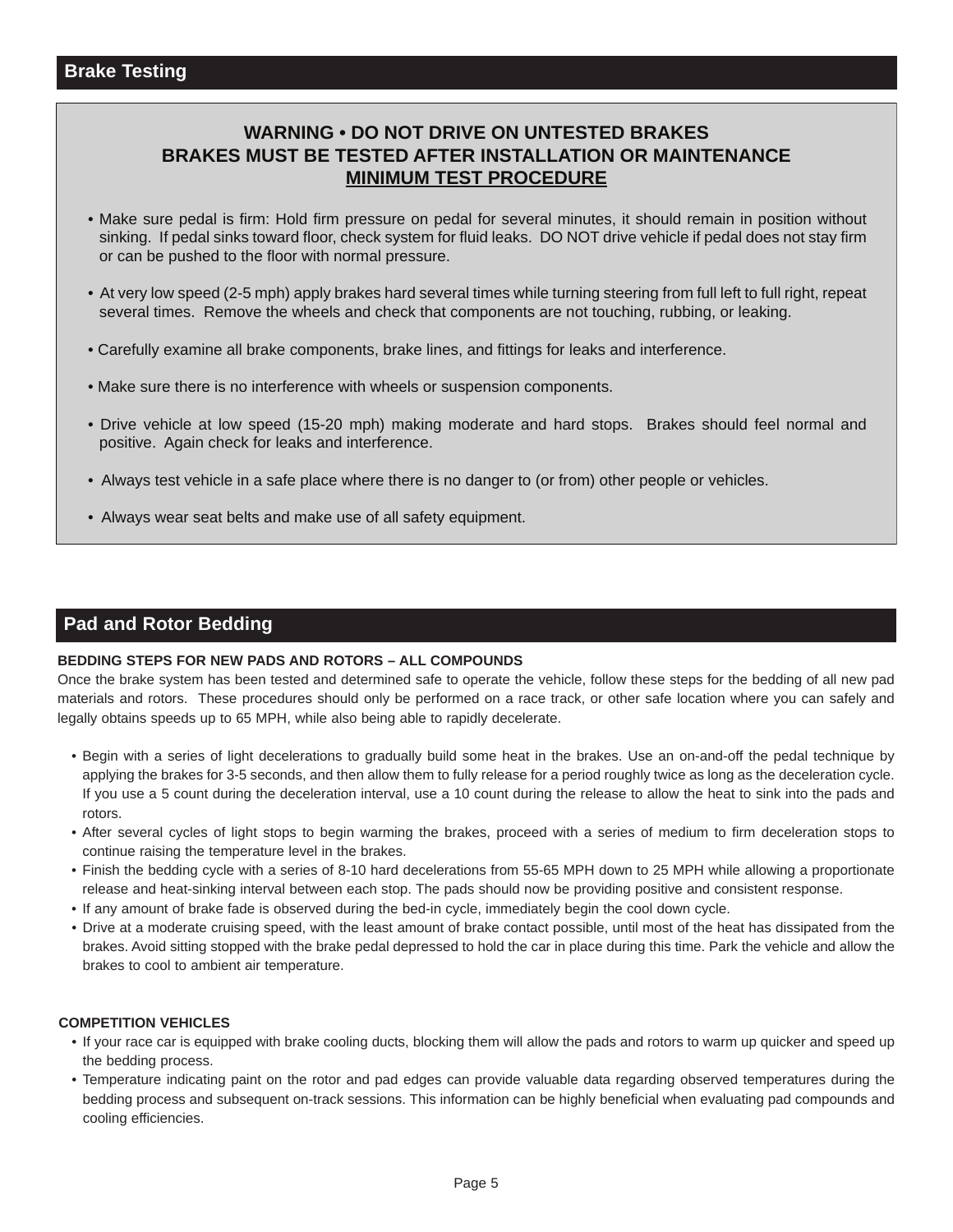## Brake Testing

**WARNING • DO NOT DRIVE ON UNTESTED BRAKES**
**BRAKES MUST BE TESTED AFTER INSTALLATION OR MAINTENANCE**
**MINIMUM TEST PROCEDURE**

- Make sure pedal is firm: Hold firm pressure on pedal for several minutes, it should remain in position without sinking. If pedal sinks toward floor, check system for fluid leaks. DO NOT drive vehicle if pedal does not stay firm or can be pushed to the floor with normal pressure.
- At very low speed (2-5 mph) apply brakes hard several times while turning steering from full left to full right, repeat several times. Remove the wheels and check that components are not touching, rubbing, or leaking.
- Carefully examine all brake components, brake lines, and fittings for leaks and interference.
- Make sure there is no interference with wheels or suspension components.
- Drive vehicle at low speed (15-20 mph) making moderate and hard stops. Brakes should feel normal and positive. Again check for leaks and interference.
- Always test vehicle in a safe place where there is no danger to (or from) other people or vehicles.
- Always wear seat belts and make use of all safety equipment.

## Pad and Rotor Bedding

**BEDDING STEPS FOR NEW PADS AND ROTORS – ALL COMPOUNDS**

Once the brake system has been tested and determined safe to operate the vehicle, follow these steps for the bedding of all new pad materials and rotors. These procedures should only be performed on a race track, or other safe location where you can safely and legally obtains speeds up to 65 MPH, while also being able to rapidly decelerate.

- Begin with a series of light decelerations to gradually build some heat in the brakes. Use an on-and-off the pedal technique by applying the brakes for 3-5 seconds, and then allow them to fully release for a period roughly twice as long as the deceleration cycle. If you use a 5 count during the deceleration interval, use a 10 count during the release to allow the heat to sink into the pads and rotors.
- After several cycles of light stops to begin warming the brakes, proceed with a series of medium to firm deceleration stops to continue raising the temperature level in the brakes.
- Finish the bedding cycle with a series of 8-10 hard decelerations from 55-65 MPH down to 25 MPH while allowing a proportionate release and heat-sinking interval between each stop. The pads should now be providing positive and consistent response.
- If any amount of brake fade is observed during the bed-in cycle, immediately begin the cool down cycle.
- Drive at a moderate cruising speed, with the least amount of brake contact possible, until most of the heat has dissipated from the brakes. Avoid sitting stopped with the brake pedal depressed to hold the car in place during this time. Park the vehicle and allow the brakes to cool to ambient air temperature.

**COMPETITION VEHICLES**

- If your race car is equipped with brake cooling ducts, blocking them will allow the pads and rotors to warm up quicker and speed up the bedding process.
- Temperature indicating paint on the rotor and pad edges can provide valuable data regarding observed temperatures during the bedding process and subsequent on-track sessions. This information can be highly beneficial when evaluating pad compounds and cooling efficiencies.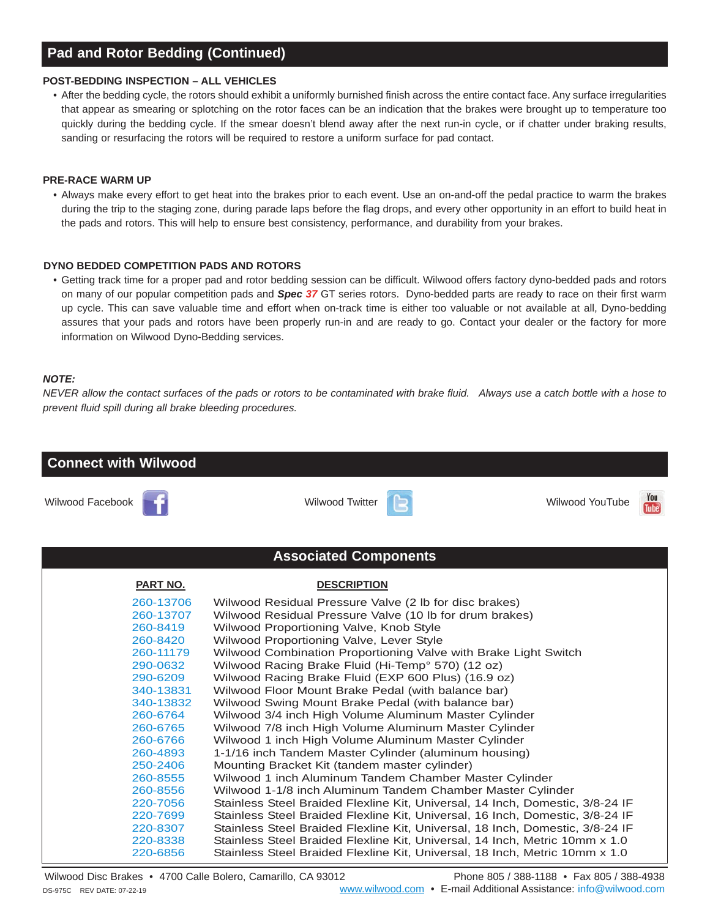## Pad and Rotor Bedding (Continued)

**POST-BEDDING INSPECTION – ALL VEHICLES**

- After the bedding cycle, the rotors should exhibit a uniformly burnished finish across the entire contact face. Any surface irregularities that appear as smearing or splotching on the rotor faces can be an indication that the brakes were brought up to temperature too quickly during the bedding cycle. If the smear doesn't blend away after the next run-in cycle, or if chatter under braking results, sanding or resurfacing the rotors will be required to restore a uniform surface for pad contact.

**PRE-RACE WARM UP**

- Always make every effort to get heat into the brakes prior to each event. Use an on-and-off the pedal practice to warm the brakes during the trip to the staging zone, during parade laps before the flag drops, and every other opportunity in an effort to build heat in the pads and rotors. This will help to ensure best consistency, performance, and durability from your brakes.

**DYNO BEDDED COMPETITION PADS AND ROTORS**

- Getting track time for a proper pad and rotor bedding session can be difficult. Wilwood offers factory dyno-bedded pads and rotors on many of our popular competition pads and ***Spec 37*** GT series rotors. Dyno-bedded parts are ready to race on their first warm up cycle. This can save valuable time and effort when on-track time is either too valuable or not available at all, Dyno-bedding assures that your pads and rotors have been properly run-in and are ready to go. Contact your dealer or the factory for more information on Wilwood Dyno-Bedding services.

***NOTE:***

*NEVER allow the contact surfaces of the pads or rotors to be contaminated with brake fluid. Always use a catch bottle with a hose to prevent fluid spill during all brake bleeding procedures.*

## Connect with Wilwood

Wilwood Facebook    Wilwood Twitter    Wilwood YouTube

## Associated Components

| PART NO. | DESCRIPTION |
|---|---|
| 260-13706 | Wilwood Residual Pressure Valve (2 lb for disc brakes) |
| 260-13707 | Wilwood Residual Pressure Valve (10 lb for drum brakes) |
| 260-8419 | Wilwood Proportioning Valve, Knob Style |
| 260-8420 | Wilwood Proportioning Valve, Lever Style |
| 260-11179 | Wilwood Combination Proportioning Valve with Brake Light Switch |
| 290-0632 | Wilwood Racing Brake Fluid (Hi-Temp° 570) (12 oz) |
| 290-6209 | Wilwood Racing Brake Fluid (EXP 600 Plus) (16.9 oz) |
| 340-13831 | Wilwood Floor Mount Brake Pedal (with balance bar) |
| 340-13832 | Wilwood Swing Mount Brake Pedal (with balance bar) |
| 260-6764 | Wilwood 3/4 inch High Volume Aluminum Master Cylinder |
| 260-6765 | Wilwood 7/8 inch High Volume Aluminum Master Cylinder |
| 260-6766 | Wilwood 1 inch High Volume Aluminum Master Cylinder |
| 260-4893 | 1-1/16 inch Tandem Master Cylinder (aluminum housing) |
| 250-2406 | Mounting Bracket Kit (tandem master cylinder) |
| 260-8555 | Wilwood 1 inch Aluminum Tandem Chamber Master Cylinder |
| 260-8556 | Wilwood 1-1/8 inch Aluminum Tandem Chamber Master Cylinder |
| 220-7056 | Stainless Steel Braided Flexline Kit, Universal, 14 Inch, Domestic, 3/8-24 IF |
| 220-7699 | Stainless Steel Braided Flexline Kit, Universal, 16 Inch, Domestic, 3/8-24 IF |
| 220-8307 | Stainless Steel Braided Flexline Kit, Universal, 18 Inch, Domestic, 3/8-24 IF |
| 220-8338 | Stainless Steel Braided Flexline Kit, Universal, 14 Inch, Metric 10mm x 1.0 |
| 220-6856 | Stainless Steel Braided Flexline Kit, Universal, 18 Inch, Metric 10mm x 1.0 |

Wilwood Disc Brakes • 4700 Calle Bolero, Camarillo, CA 93012    Phone 805 / 388-1188 • Fax 805 / 388-4938

DS-975C REV DATE: 07-22-19    www.wilwood.com • E-mail Additional Assistance: info@wilwood.com